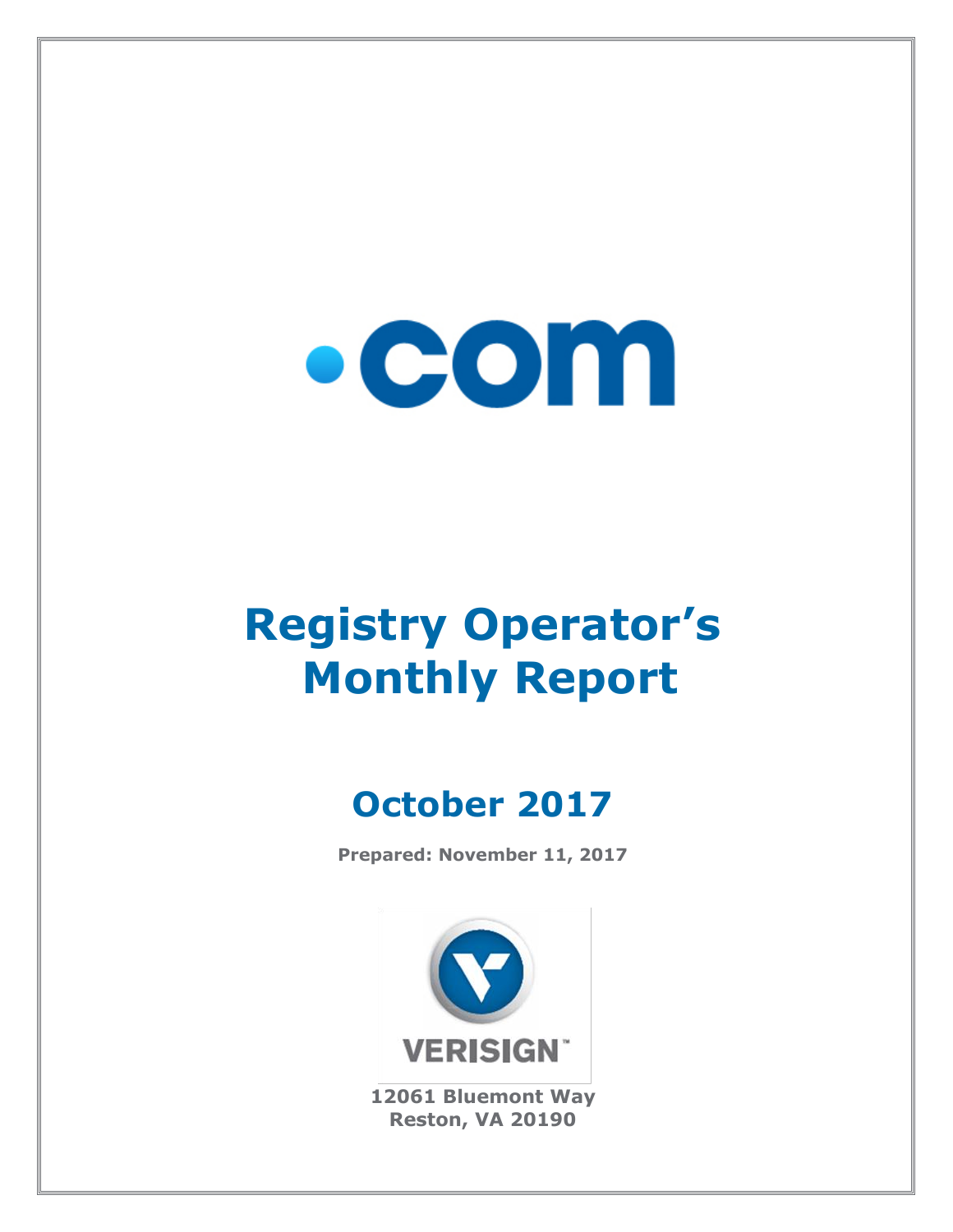# .com

# Registry Operator's Monthly Report

## October 2017

**Prepared: November 11, 2017**

VERISIGN™

**12061 Bluemont Way**
**Reston, VA 20190**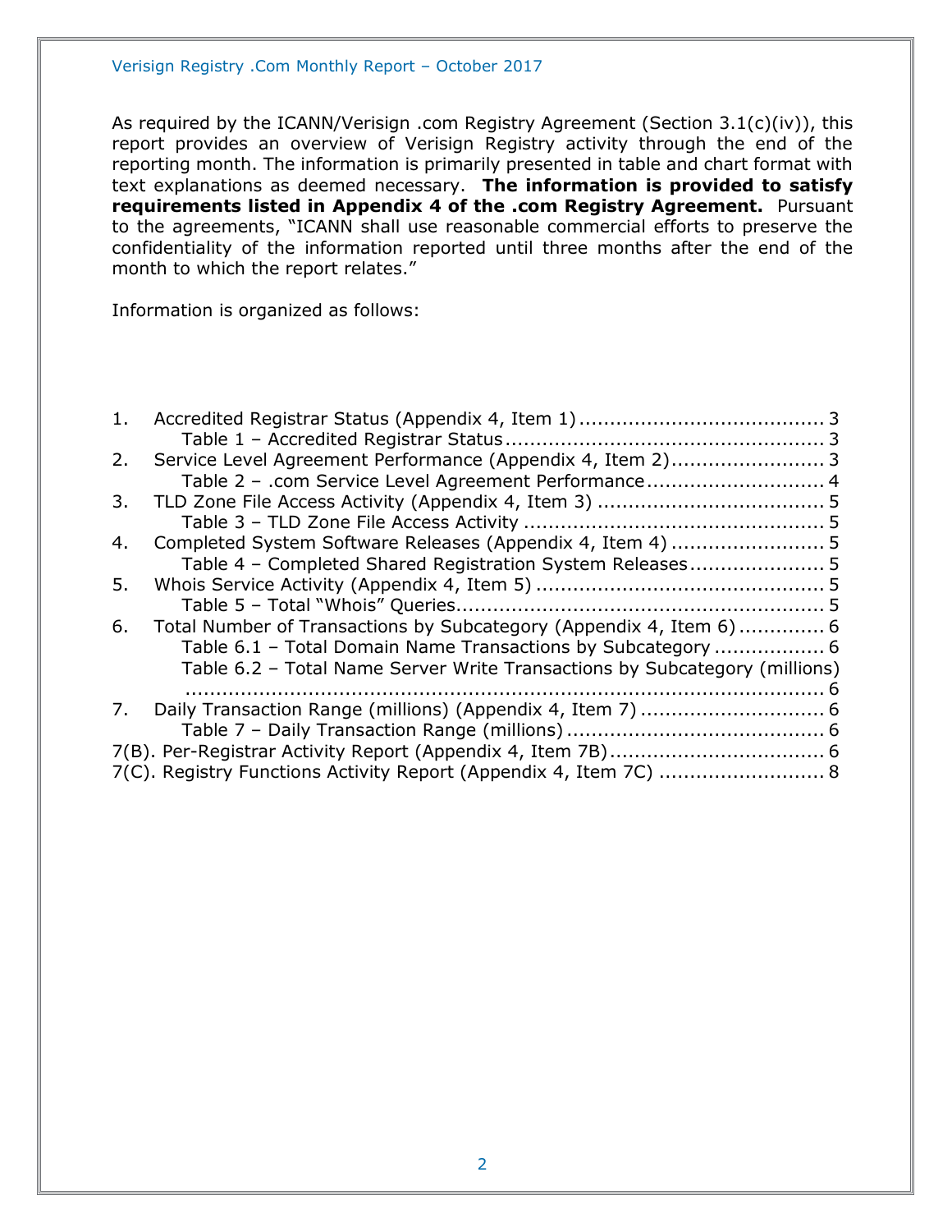As required by the ICANN/Verisign .com Registry Agreement (Section 3.1(c)(iv)), this report provides an overview of Verisign Registry activity through the end of the reporting month. The information is primarily presented in table and chart format with text explanations as deemed necessary. **The information is provided to satisfy requirements listed in Appendix 4 of the .com Registry Agreement.** Pursuant to the agreements, "ICANN shall use reasonable commercial efforts to preserve the confidentiality of the information reported until three months after the end of the month to which the report relates."

Information is organized as follows:

1. Accredited Registrar Status (Appendix 4, Item 1) ........................................ 3
   - Table 1 – Accredited Registrar Status .................................................... 3
2. Service Level Agreement Performance (Appendix 4, Item 2)......................... 3
   - Table 2 – .com Service Level Agreement Performance ............................. 4
3. TLD Zone File Access Activity (Appendix 4, Item 3) ..................................... 5
   - Table 3 – TLD Zone File Access Activity .................................................. 5
4. Completed System Software Releases (Appendix 4, Item 4) ......................... 5
   - Table 4 – Completed Shared Registration System Releases...................... 5
5. Whois Service Activity (Appendix 4, Item 5) ............................................... 5
   - Table 5 – Total "Whois" Queries............................................................ 5
6. Total Number of Transactions by Subcategory (Appendix 4, Item 6).............. 6
   - Table 6.1 – Total Domain Name Transactions by Subcategory .................. 6
   - Table 6.2 – Total Name Server Write Transactions by Subcategory (millions) ......................................................................................... 6
7. Daily Transaction Range (millions) (Appendix 4, Item 7) .............................. 6
   - Table 7 – Daily Transaction Range (millions) .......................................... 6

7(B). Per-Registrar Activity Report (Appendix 4, Item 7B)................................... 6

7(C). Registry Functions Activity Report (Appendix 4, Item 7C) ........................... 8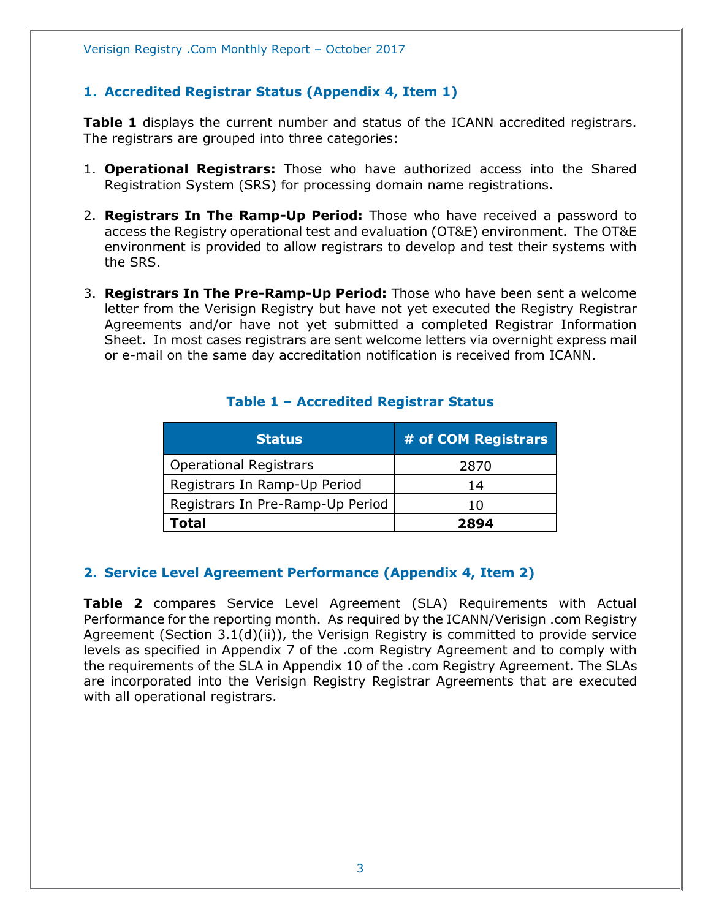## 1. Accredited Registrar Status (Appendix 4, Item 1)

**Table 1** displays the current number and status of the ICANN accredited registrars. The registrars are grouped into three categories:

1. **Operational Registrars:** Those who have authorized access into the Shared Registration System (SRS) for processing domain name registrations.

2. **Registrars In The Ramp-Up Period:** Those who have received a password to access the Registry operational test and evaluation (OT&E) environment. The OT&E environment is provided to allow registrars to develop and test their systems with the SRS.

3. **Registrars In The Pre-Ramp-Up Period:** Those who have been sent a welcome letter from the Verisign Registry but have not yet executed the Registry Registrar Agreements and/or have not yet submitted a completed Registrar Information Sheet. In most cases registrars are sent welcome letters via overnight express mail or e-mail on the same day accreditation notification is received from ICANN.

### Table 1 – Accredited Registrar Status

| Status | # of COM Registrars |
| --- | --- |
| Operational Registrars | 2870 |
| Registrars In Ramp-Up Period | 14 |
| Registrars In Pre-Ramp-Up Period | 10 |
| **Total** | **2894** |

## 2. Service Level Agreement Performance (Appendix 4, Item 2)

**Table 2** compares Service Level Agreement (SLA) Requirements with Actual Performance for the reporting month. As required by the ICANN/Verisign .com Registry Agreement (Section 3.1(d)(ii)), the Verisign Registry is committed to provide service levels as specified in Appendix 7 of the .com Registry Agreement and to comply with the requirements of the SLA in Appendix 10 of the .com Registry Agreement. The SLAs are incorporated into the Verisign Registry Registrar Agreements that are executed with all operational registrars.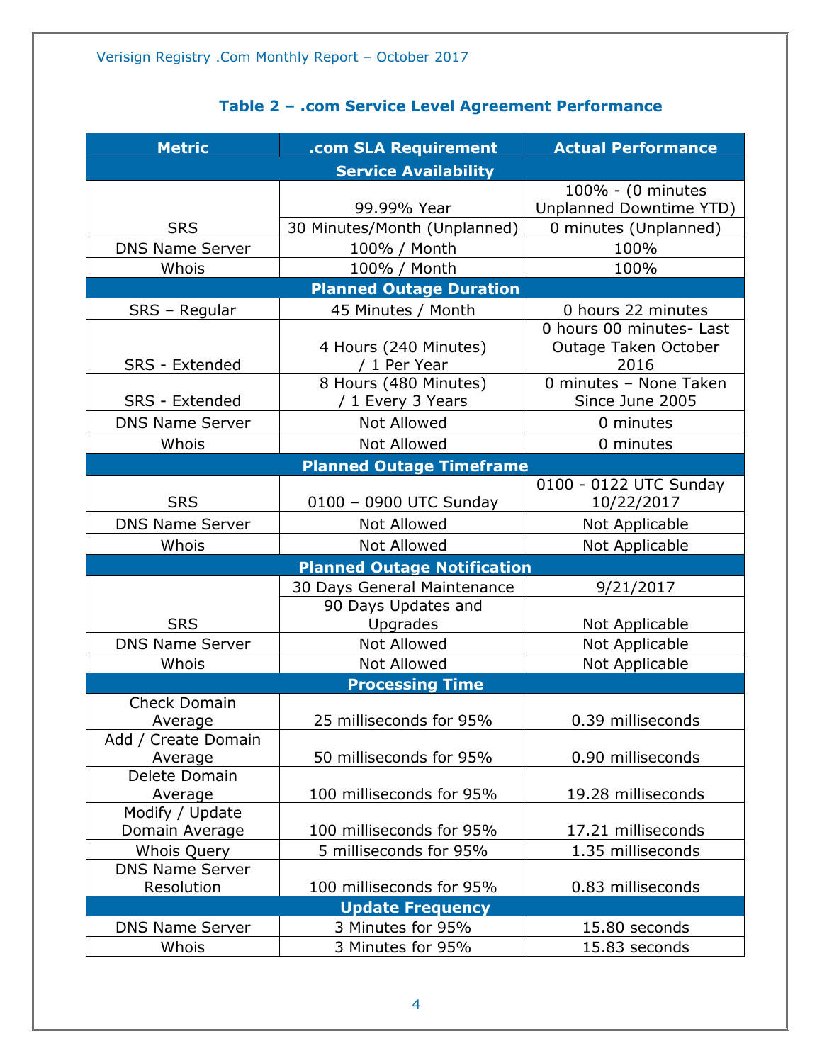### Table 2 – .com Service Level Agreement Performance

| Metric | .com SLA Requirement | Actual Performance |
|---|---|---|
| **Service Availability** | | |
| SRS | 99.99% Year | 100% - (0 minutes Unplanned Downtime YTD) |
| | 30 Minutes/Month (Unplanned) | 0 minutes (Unplanned) |
| DNS Name Server | 100% / Month | 100% |
| Whois | 100% / Month | 100% |
| **Planned Outage Duration** | | |
| SRS – Regular | 45 Minutes / Month | 0 hours 22 minutes |
| SRS - Extended | 4 Hours (240 Minutes) / 1 Per Year | 0 hours 00 minutes- Last Outage Taken October 2016 |
| SRS - Extended | 8 Hours (480 Minutes) / 1 Every 3 Years | 0 minutes – None Taken Since June 2005 |
| DNS Name Server | Not Allowed | 0 minutes |
| Whois | Not Allowed | 0 minutes |
| **Planned Outage Timeframe** | | |
| SRS | 0100 – 0900 UTC Sunday | 0100 - 0122 UTC Sunday 10/22/2017 |
| DNS Name Server | Not Allowed | Not Applicable |
| Whois | Not Allowed | Not Applicable |
| **Planned Outage Notification** | | |
| SRS | 30 Days General Maintenance | 9/21/2017 |
| | 90 Days Updates and Upgrades | Not Applicable |
| DNS Name Server | Not Allowed | Not Applicable |
| Whois | Not Allowed | Not Applicable |
| **Processing Time** | | |
| Check Domain Average | 25 milliseconds for 95% | 0.39 milliseconds |
| Add / Create Domain Average | 50 milliseconds for 95% | 0.90 milliseconds |
| Delete Domain Average | 100 milliseconds for 95% | 19.28 milliseconds |
| Modify / Update Domain Average | 100 milliseconds for 95% | 17.21 milliseconds |
| Whois Query | 5 milliseconds for 95% | 1.35 milliseconds |
| DNS Name Server Resolution | 100 milliseconds for 95% | 0.83 milliseconds |
| **Update Frequency** | | |
| DNS Name Server | 3 Minutes for 95% | 15.80 seconds |
| Whois | 3 Minutes for 95% | 15.83 seconds |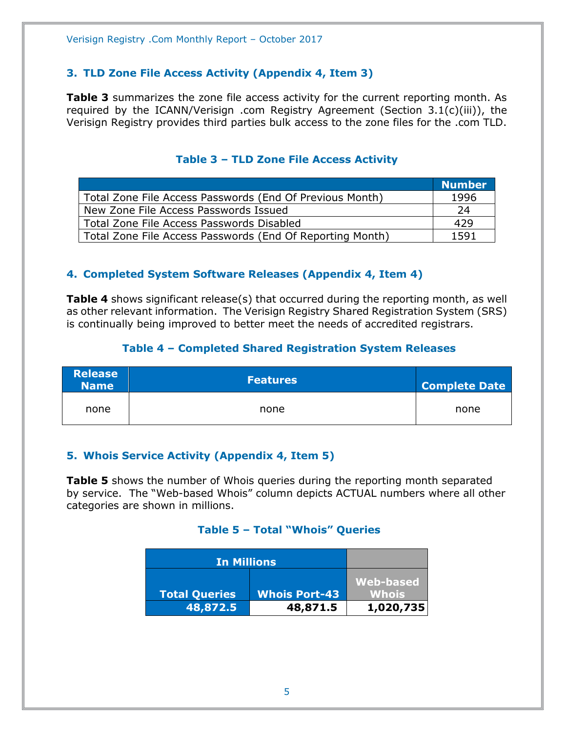## 3. TLD Zone File Access Activity (Appendix 4, Item 3)

**Table 3** summarizes the zone file access activity for the current reporting month. As required by the ICANN/Verisign .com Registry Agreement (Section 3.1(c)(iii)), the Verisign Registry provides third parties bulk access to the zone files for the .com TLD.

### Table 3 – TLD Zone File Access Activity

| | Number |
|---|---|
| Total Zone File Access Passwords (End Of Previous Month) | 1996 |
| New Zone File Access Passwords Issued | 24 |
| Total Zone File Access Passwords Disabled | 429 |
| Total Zone File Access Passwords (End Of Reporting Month) | 1591 |

## 4. Completed System Software Releases (Appendix 4, Item 4)

**Table 4** shows significant release(s) that occurred during the reporting month, as well as other relevant information. The Verisign Registry Shared Registration System (SRS) is continually being improved to better meet the needs of accredited registrars.

### Table 4 – Completed Shared Registration System Releases

| Release Name | Features | Complete Date |
|---|---|---|
| none | none | none |

## 5. Whois Service Activity (Appendix 4, Item 5)

**Table 5** shows the number of Whois queries during the reporting month separated by service. The "Web-based Whois" column depicts ACTUAL numbers where all other categories are shown in millions.

### Table 5 – Total "Whois" Queries

| In Millions | | |
|---|---|---|
| **Total Queries** | **Whois Port-43** | **Web-based Whois** |
| **48,872.5** | **48,871.5** | **1,020,735** |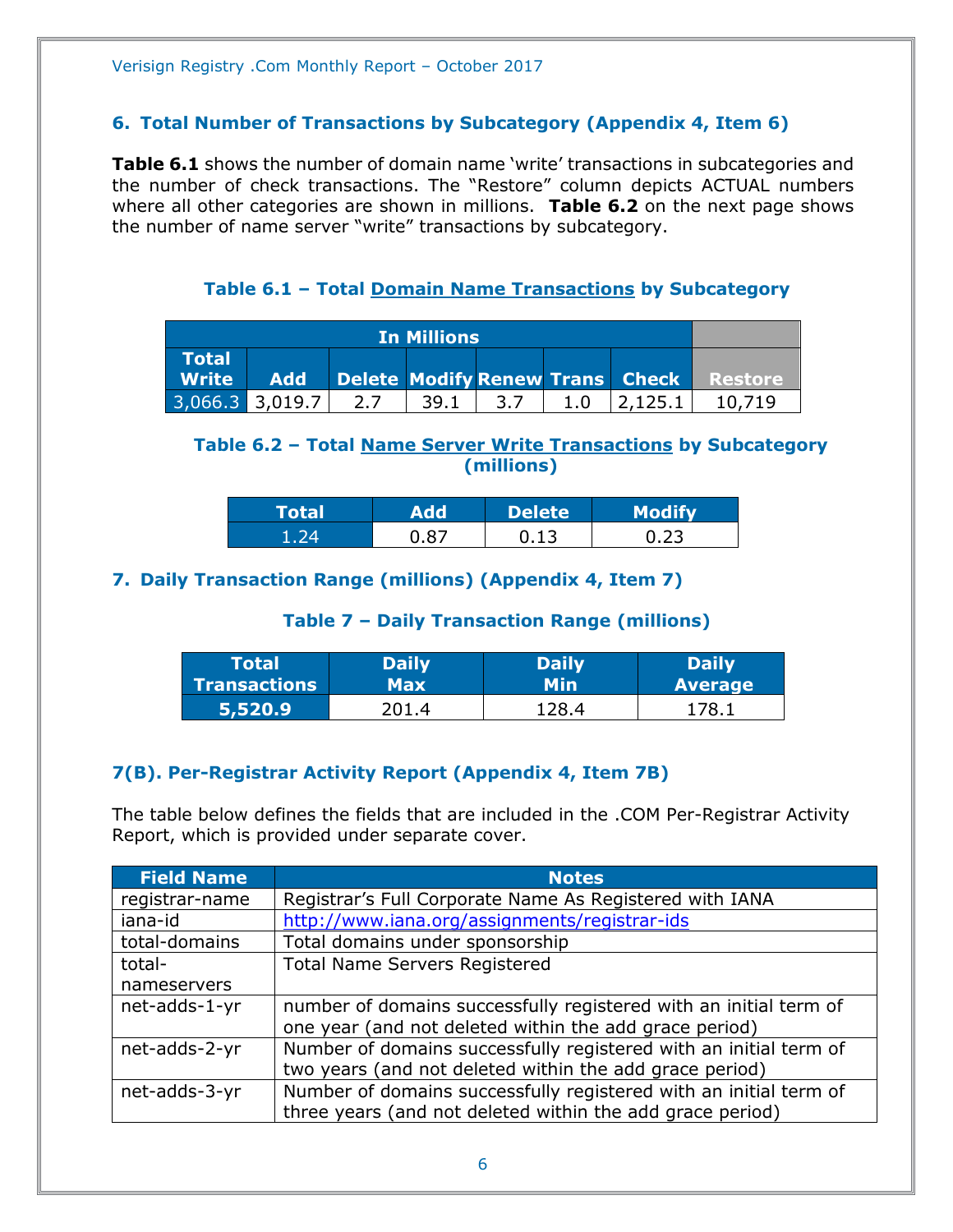## 6. Total Number of Transactions by Subcategory (Appendix 4, Item 6)

**Table 6.1** shows the number of domain name 'write' transactions in subcategories and the number of check transactions. The "Restore" column depicts ACTUAL numbers where all other categories are shown in millions. **Table 6.2** on the next page shows the number of name server "write" transactions by subcategory.

### Table 6.1 – Total Domain Name Transactions by Subcategory

| In Millions | | | | | | | |
|---|---|---|---|---|---|---|---|
| **Total Write** | **Add** | **Delete** | **Modify** | **Renew** | **Trans** | **Check** | **Restore** |
| 3,066.3 | 3,019.7 | 2.7 | 39.1 | 3.7 | 1.0 | 2,125.1 | 10,719 |

### Table 6.2 – Total Name Server Write Transactions by Subcategory (millions)

| Total | Add | Delete | Modify |
|---|---|---|---|
| 1.24 | 0.87 | 0.13 | 0.23 |

## 7. Daily Transaction Range (millions) (Appendix 4, Item 7)

### Table 7 – Daily Transaction Range (millions)

| Total Transactions | Daily Max | Daily Min | Daily Average |
|---|---|---|---|
| **5,520.9** | 201.4 | 128.4 | 178.1 |

## 7(B). Per-Registrar Activity Report (Appendix 4, Item 7B)

The table below defines the fields that are included in the .COM Per-Registrar Activity Report, which is provided under separate cover.

| Field Name | Notes |
|---|---|
| registrar-name | Registrar's Full Corporate Name As Registered with IANA |
| iana-id | http://www.iana.org/assignments/registrar-ids |
| total-domains | Total domains under sponsorship |
| total-nameservers | Total Name Servers Registered |
| net-adds-1-yr | number of domains successfully registered with an initial term of one year (and not deleted within the add grace period) |
| net-adds-2-yr | Number of domains successfully registered with an initial term of two years (and not deleted within the add grace period) |
| net-adds-3-yr | Number of domains successfully registered with an initial term of three years (and not deleted within the add grace period) |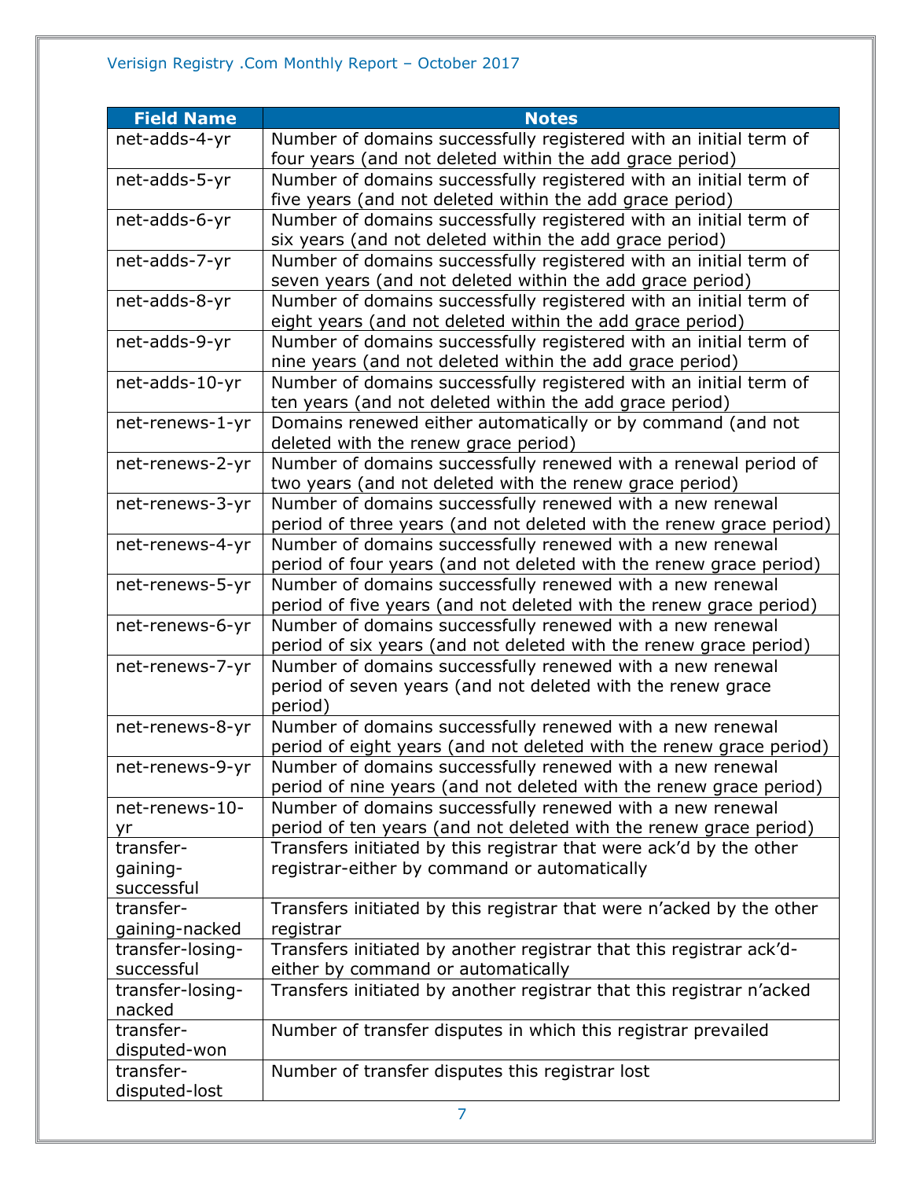| Field Name | Notes |
|---|---|
| net-adds-4-yr | Number of domains successfully registered with an initial term of four years (and not deleted within the add grace period) |
| net-adds-5-yr | Number of domains successfully registered with an initial term of five years (and not deleted within the add grace period) |
| net-adds-6-yr | Number of domains successfully registered with an initial term of six years (and not deleted within the add grace period) |
| net-adds-7-yr | Number of domains successfully registered with an initial term of seven years (and not deleted within the add grace period) |
| net-adds-8-yr | Number of domains successfully registered with an initial term of eight years (and not deleted within the add grace period) |
| net-adds-9-yr | Number of domains successfully registered with an initial term of nine years (and not deleted within the add grace period) |
| net-adds-10-yr | Number of domains successfully registered with an initial term of ten years (and not deleted within the add grace period) |
| net-renews-1-yr | Domains renewed either automatically or by command (and not deleted with the renew grace period) |
| net-renews-2-yr | Number of domains successfully renewed with a renewal period of two years (and not deleted with the renew grace period) |
| net-renews-3-yr | Number of domains successfully renewed with a new renewal period of three years (and not deleted with the renew grace period) |
| net-renews-4-yr | Number of domains successfully renewed with a new renewal period of four years (and not deleted with the renew grace period) |
| net-renews-5-yr | Number of domains successfully renewed with a new renewal period of five years (and not deleted with the renew grace period) |
| net-renews-6-yr | Number of domains successfully renewed with a new renewal period of six years (and not deleted with the renew grace period) |
| net-renews-7-yr | Number of domains successfully renewed with a new renewal period of seven years (and not deleted with the renew grace period) |
| net-renews-8-yr | Number of domains successfully renewed with a new renewal period of eight years (and not deleted with the renew grace period) |
| net-renews-9-yr | Number of domains successfully renewed with a new renewal period of nine years (and not deleted with the renew grace period) |
| net-renews-10-yr | Number of domains successfully renewed with a new renewal period of ten years (and not deleted with the renew grace period) |
| transfer-gaining-successful | Transfers initiated by this registrar that were ack'd by the other registrar-either by command or automatically |
| transfer-gaining-nacked | Transfers initiated by this registrar that were n'acked by the other registrar |
| transfer-losing-successful | Transfers initiated by another registrar that this registrar ack'd-either by command or automatically |
| transfer-losing-nacked | Transfers initiated by another registrar that this registrar n'acked |
| transfer-disputed-won | Number of transfer disputes in which this registrar prevailed |
| transfer-disputed-lost | Number of transfer disputes this registrar lost |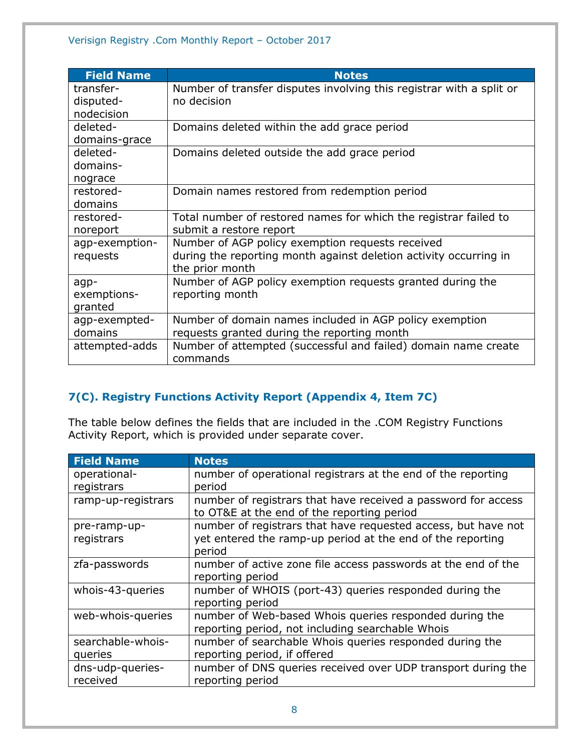| Field Name | Notes |
| --- | --- |
| transfer-disputed-nodecision | Number of transfer disputes involving this registrar with a split or no decision |
| deleted-domains-grace | Domains deleted within the add grace period |
| deleted-domains-nograce | Domains deleted outside the add grace period |
| restored-domains | Domain names restored from redemption period |
| restored-noreport | Total number of restored names for which the registrar failed to submit a restore report |
| agp-exemption-requests | Number of AGP policy exemption requests received during the reporting month against deletion activity occurring in the prior month |
| agp-exemptions-granted | Number of AGP policy exemption requests granted during the reporting month |
| agp-exempted-domains | Number of domain names included in AGP policy exemption requests granted during the reporting month |
| attempted-adds | Number of attempted (successful and failed) domain name create commands |

## 7(C). Registry Functions Activity Report (Appendix 4, Item 7C)

The table below defines the fields that are included in the .COM Registry Functions Activity Report, which is provided under separate cover.

| Field Name | Notes |
| --- | --- |
| operational-registrars | number of operational registrars at the end of the reporting period |
| ramp-up-registrars | number of registrars that have received a password for access to OT&E at the end of the reporting period |
| pre-ramp-up-registrars | number of registrars that have requested access, but have not yet entered the ramp-up period at the end of the reporting period |
| zfa-passwords | number of active zone file access passwords at the end of the reporting period |
| whois-43-queries | number of WHOIS (port-43) queries responded during the reporting period |
| web-whois-queries | number of Web-based Whois queries responded during the reporting period, not including searchable Whois |
| searchable-whois-queries | number of searchable Whois queries responded during the reporting period, if offered |
| dns-udp-queries-received | number of DNS queries received over UDP transport during the reporting period |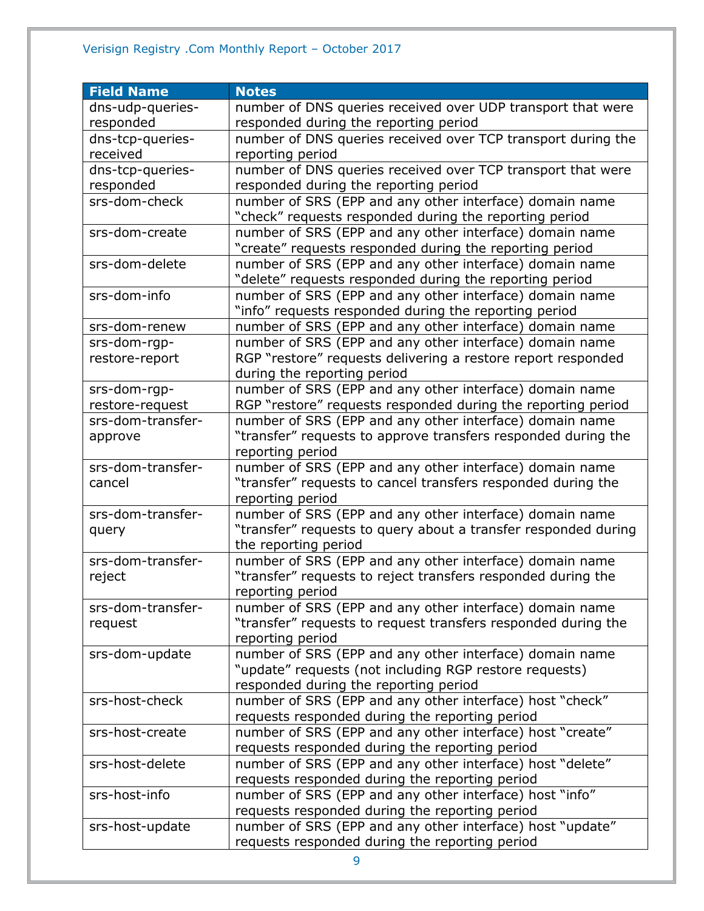| Field Name | Notes |
|---|---|
| dns-udp-queries-responded | number of DNS queries received over UDP transport that were responded during the reporting period |
| dns-tcp-queries-received | number of DNS queries received over TCP transport during the reporting period |
| dns-tcp-queries-responded | number of DNS queries received over TCP transport that were responded during the reporting period |
| srs-dom-check | number of SRS (EPP and any other interface) domain name “check” requests responded during the reporting period |
| srs-dom-create | number of SRS (EPP and any other interface) domain name “create” requests responded during the reporting period |
| srs-dom-delete | number of SRS (EPP and any other interface) domain name “delete” requests responded during the reporting period |
| srs-dom-info | number of SRS (EPP and any other interface) domain name “info” requests responded during the reporting period |
| srs-dom-renew | number of SRS (EPP and any other interface) domain name |
| srs-dom-rgp-restore-report | number of SRS (EPP and any other interface) domain name RGP “restore” requests delivering a restore report responded during the reporting period |
| srs-dom-rgp-restore-request | number of SRS (EPP and any other interface) domain name RGP “restore” requests responded during the reporting period |
| srs-dom-transfer-approve | number of SRS (EPP and any other interface) domain name “transfer” requests to approve transfers responded during the reporting period |
| srs-dom-transfer-cancel | number of SRS (EPP and any other interface) domain name “transfer” requests to cancel transfers responded during the reporting period |
| srs-dom-transfer-query | number of SRS (EPP and any other interface) domain name “transfer” requests to query about a transfer responded during the reporting period |
| srs-dom-transfer-reject | number of SRS (EPP and any other interface) domain name “transfer” requests to reject transfers responded during the reporting period |
| srs-dom-transfer-request | number of SRS (EPP and any other interface) domain name “transfer” requests to request transfers responded during the reporting period |
| srs-dom-update | number of SRS (EPP and any other interface) domain name “update” requests (not including RGP restore requests) responded during the reporting period |
| srs-host-check | number of SRS (EPP and any other interface) host “check” requests responded during the reporting period |
| srs-host-create | number of SRS (EPP and any other interface) host “create” requests responded during the reporting period |
| srs-host-delete | number of SRS (EPP and any other interface) host “delete” requests responded during the reporting period |
| srs-host-info | number of SRS (EPP and any other interface) host “info” requests responded during the reporting period |
| srs-host-update | number of SRS (EPP and any other interface) host “update” requests responded during the reporting period |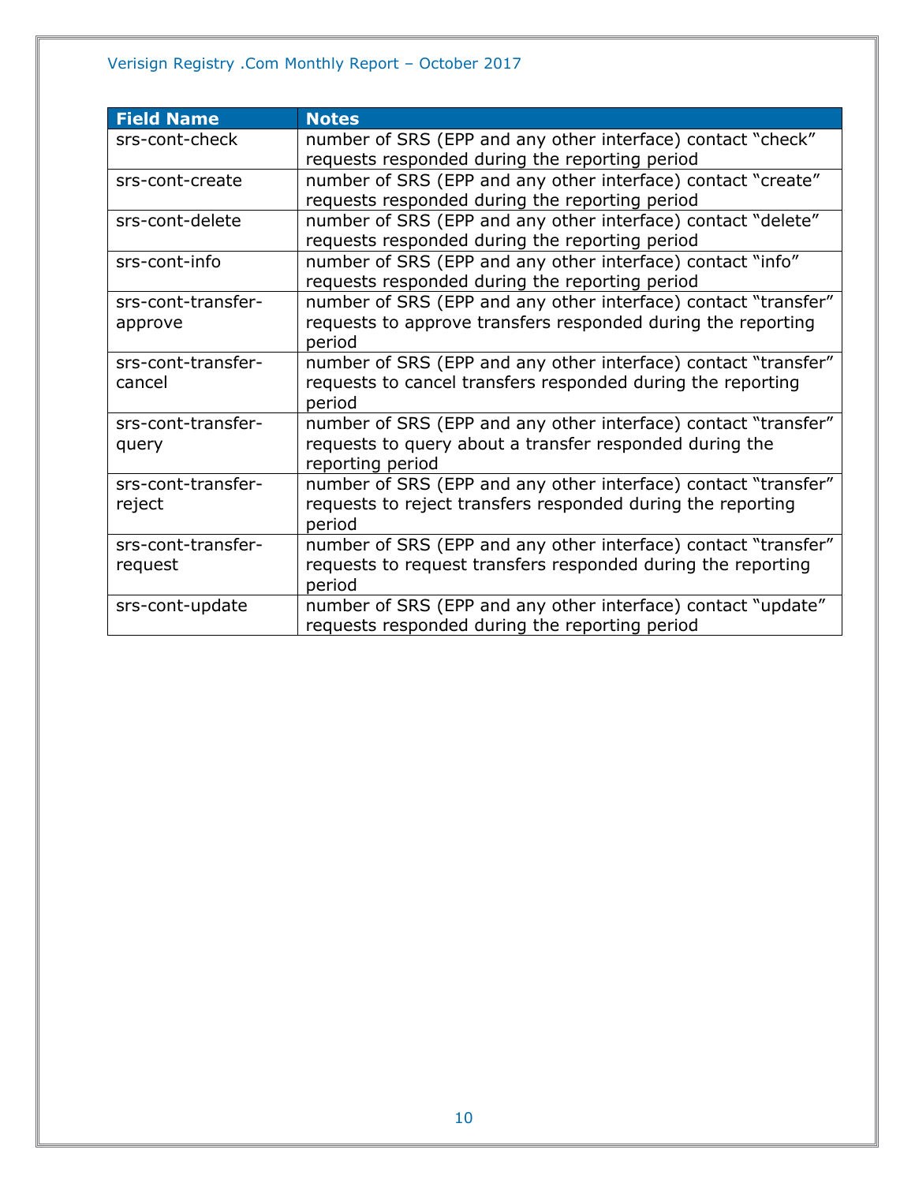| Field Name | Notes |
| --- | --- |
| srs-cont-check | number of SRS (EPP and any other interface) contact “check” requests responded during the reporting period |
| srs-cont-create | number of SRS (EPP and any other interface) contact “create” requests responded during the reporting period |
| srs-cont-delete | number of SRS (EPP and any other interface) contact “delete” requests responded during the reporting period |
| srs-cont-info | number of SRS (EPP and any other interface) contact “info” requests responded during the reporting period |
| srs-cont-transfer-approve | number of SRS (EPP and any other interface) contact “transfer” requests to approve transfers responded during the reporting period |
| srs-cont-transfer-cancel | number of SRS (EPP and any other interface) contact “transfer” requests to cancel transfers responded during the reporting period |
| srs-cont-transfer-query | number of SRS (EPP and any other interface) contact “transfer” requests to query about a transfer responded during the reporting period |
| srs-cont-transfer-reject | number of SRS (EPP and any other interface) contact “transfer” requests to reject transfers responded during the reporting period |
| srs-cont-transfer-request | number of SRS (EPP and any other interface) contact “transfer” requests to request transfers responded during the reporting period |
| srs-cont-update | number of SRS (EPP and any other interface) contact “update” requests responded during the reporting period |